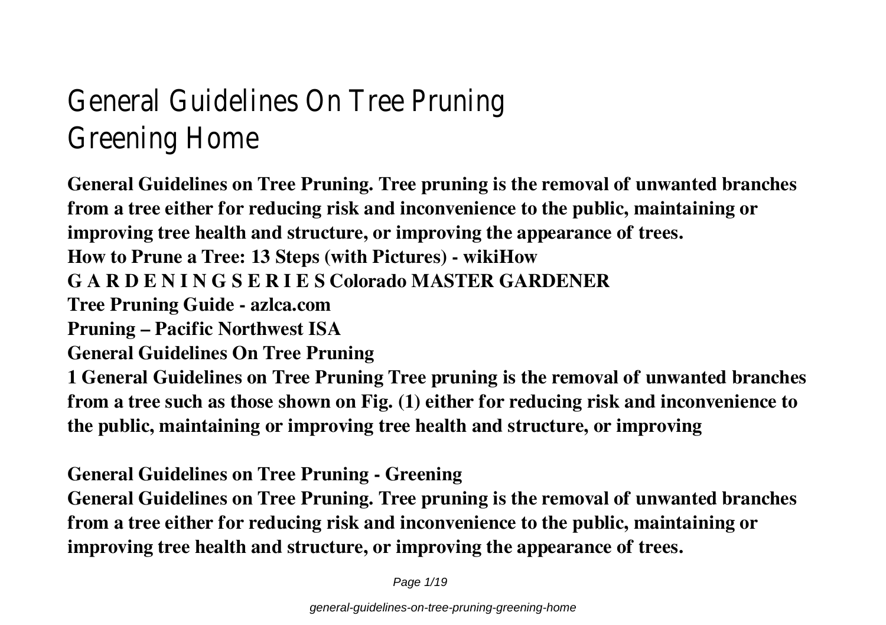# General Guidelines On Tree Pruning Greening Home

**General Guidelines on Tree Pruning. Tree pruning is the removal of unwanted branches from a tree either for reducing risk and inconvenience to the public, maintaining or improving tree health and structure, or improving the appearance of trees.**

**How to Prune a Tree: 13 Steps (with Pictures) - wikiHow**

**G A R D E N I N G S E R I E S Colorado MASTER GARDENER**

**Tree Pruning Guide - azlca.com**

**Pruning – Pacific Northwest ISA**

**General Guidelines On Tree Pruning**

**1 General Guidelines on Tree Pruning Tree pruning is the removal of unwanted branches from a tree such as those shown on Fig. (1) either for reducing risk and inconvenience to the public, maintaining or improving tree health and structure, or improving**

**General Guidelines on Tree Pruning - Greening**

**General Guidelines on Tree Pruning. Tree pruning is the removal of unwanted branches from a tree either for reducing risk and inconvenience to the public, maintaining or improving tree health and structure, or improving the appearance of trees.**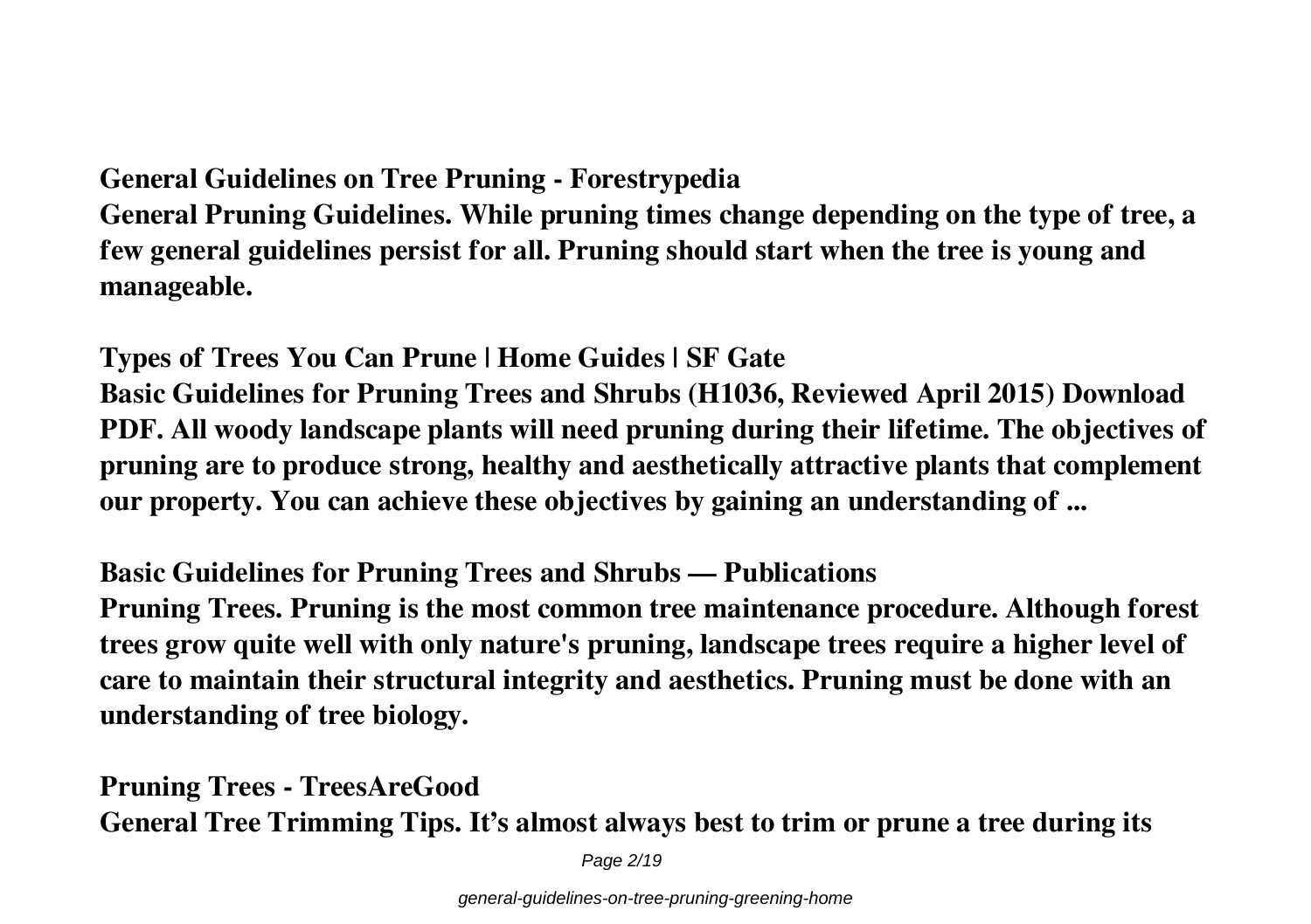**General Guidelines on Tree Pruning - Forestrypedia**

**General Pruning Guidelines. While pruning times change depending on the type of tree, a few general guidelines persist for all. Pruning should start when the tree is young and manageable.**

**Types of Trees You Can Prune | Home Guides | SF Gate**

**Basic Guidelines for Pruning Trees and Shrubs (H1036, Reviewed April 2015) Download PDF. All woody landscape plants will need pruning during their lifetime. The objectives of pruning are to produce strong, healthy and aesthetically attractive plants that complement our property. You can achieve these objectives by gaining an understanding of ...**

**Basic Guidelines for Pruning Trees and Shrubs — Publications**

**Pruning Trees. Pruning is the most common tree maintenance procedure. Although forest trees grow quite well with only nature's pruning, landscape trees require a higher level of care to maintain their structural integrity and aesthetics. Pruning must be done with an understanding of tree biology.**

**Pruning Trees - TreesAreGood**

**General Tree Trimming Tips. It's almost always best to trim or prune a tree during its**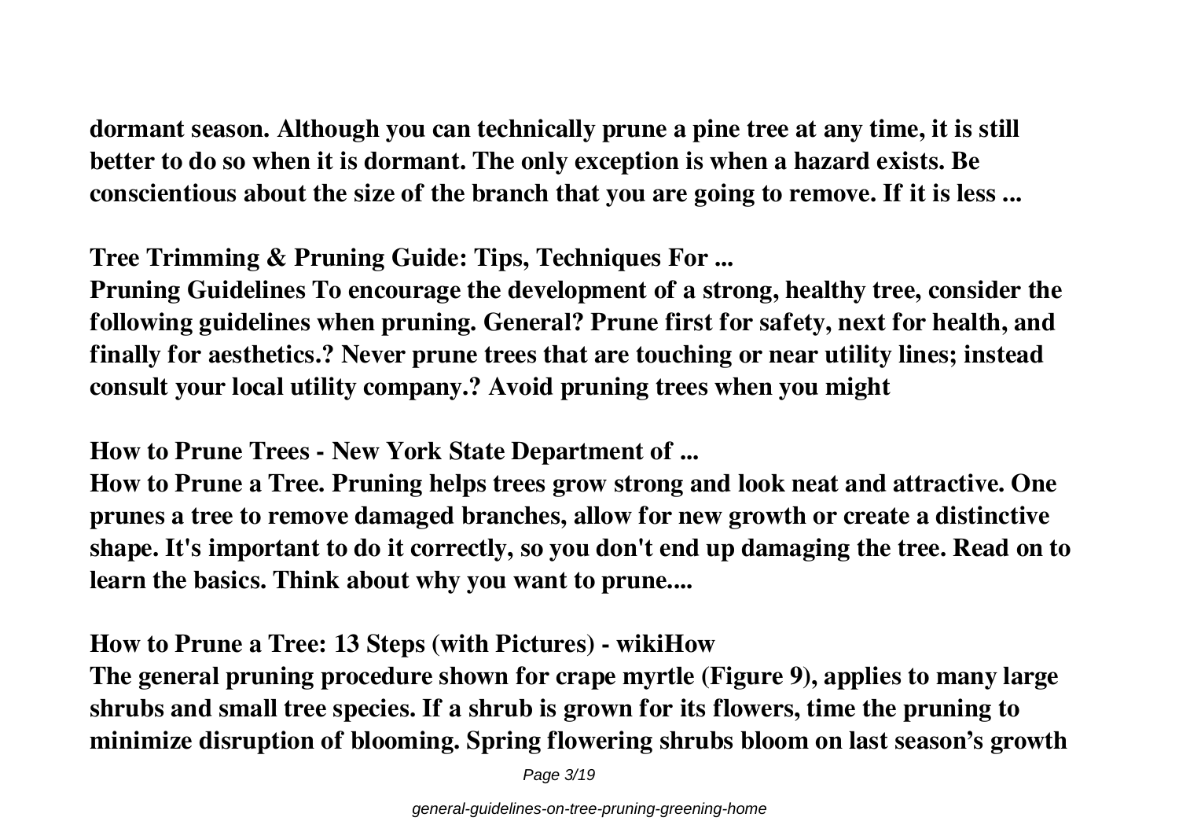**dormant season. Although you can technically prune a pine tree at any time, it is still better to do so when it is dormant. The only exception is when a hazard exists. Be conscientious about the size of the branch that you are going to remove. If it is less ...**

## Tree Trimming & Pruning Guide: Tips, Techniques For ...

**Pruning Guidelines To encourage the development of a strong, healthy tree, consider the following guidelines when pruning. General? Prune first for safety, next for health, and finally for aesthetics.? Never prune trees that are touching or near utility lines; instead consult your local utility company.? Avoid pruning trees when you might**

## How to Prune Trees - New York State Department of ...

**How to Prune a Tree. Pruning helps trees grow strong and look neat and attractive. One prunes a tree to remove damaged branches, allow for new growth or create a distinctive shape. It's important to do it correctly, so you don't end up damaging the tree. Read on to learn the basics. Think about why you want to prune....**

## How to Prune a Tree: 13 Steps (with Pictures) - wikiHow

**The general pruning procedure shown for crape myrtle (Figure 9), applies to many large shrubs and small tree species. If a shrub is grown for its flowers, time the pruning to minimize disruption of blooming. Spring flowering shrubs bloom on last season's growth**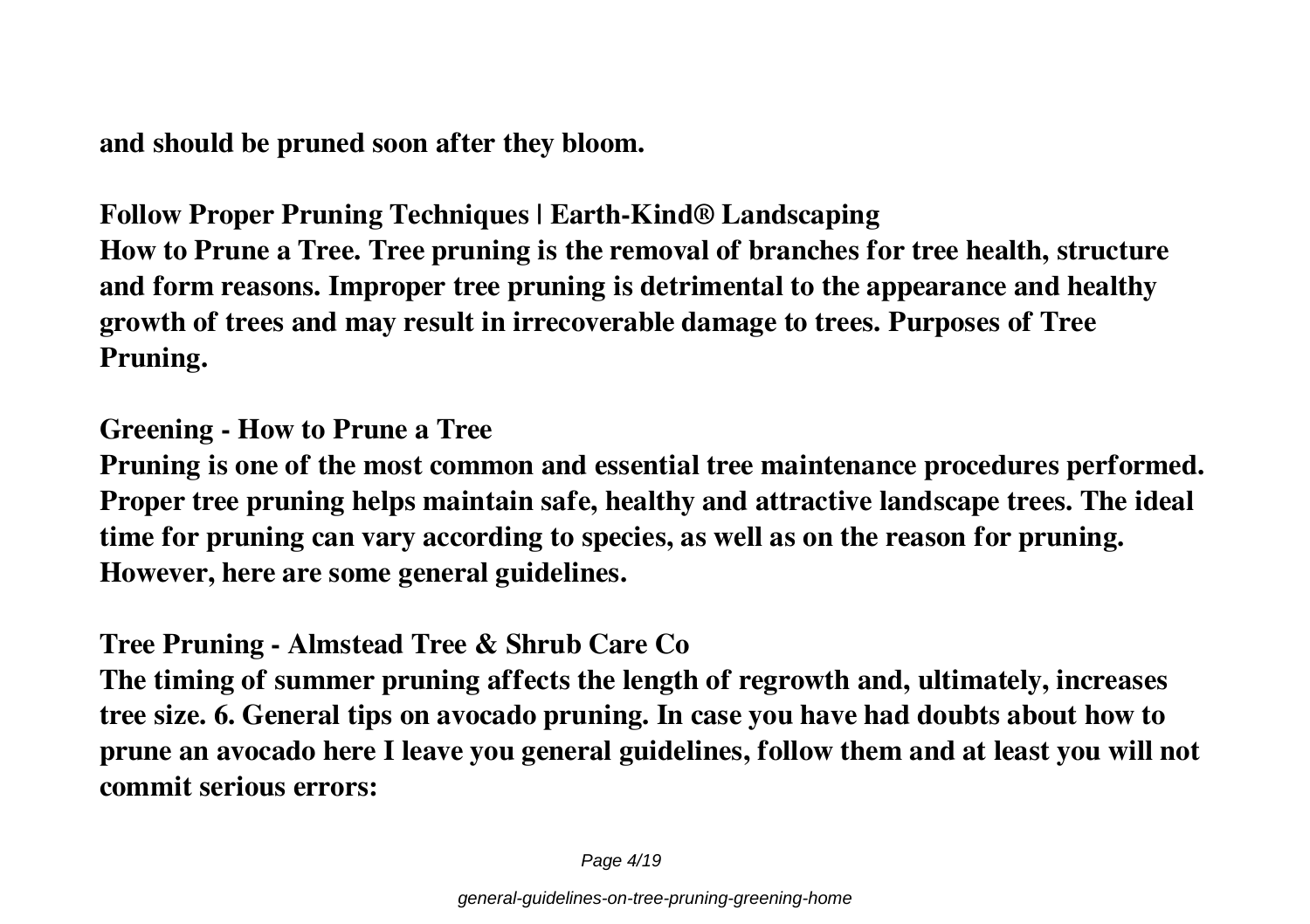and should be pruned soon after they bloom.

**Follow Proper Pruning Techniques | Earth-Kind® Landscaping**

How to Prune a Tree. Tree pruning is the removal of branches for tree health, structure and form reasons. Improper tree pruning is detrimental to the appearance and healthy growth of trees and may result in irrecoverable damage to trees. Purposes of Tree Pruning.

**Greening - How to Prune a Tree**

Pruning is one of the most common and essential tree maintenance procedures performed. Proper tree pruning helps maintain safe, healthy and attractive landscape trees. The ideal time for pruning can vary according to species, as well as on the reason for pruning. However, here are some general guidelines.

**Tree Pruning - Almstead Tree & Shrub Care Co**

The timing of summer pruning affects the length of regrowth and, ultimately, increases tree size. 6. General tips on avocado pruning. In case you have had doubts about how to prune an avocado here I leave you general guidelines, follow them and at least you will not commit serious errors: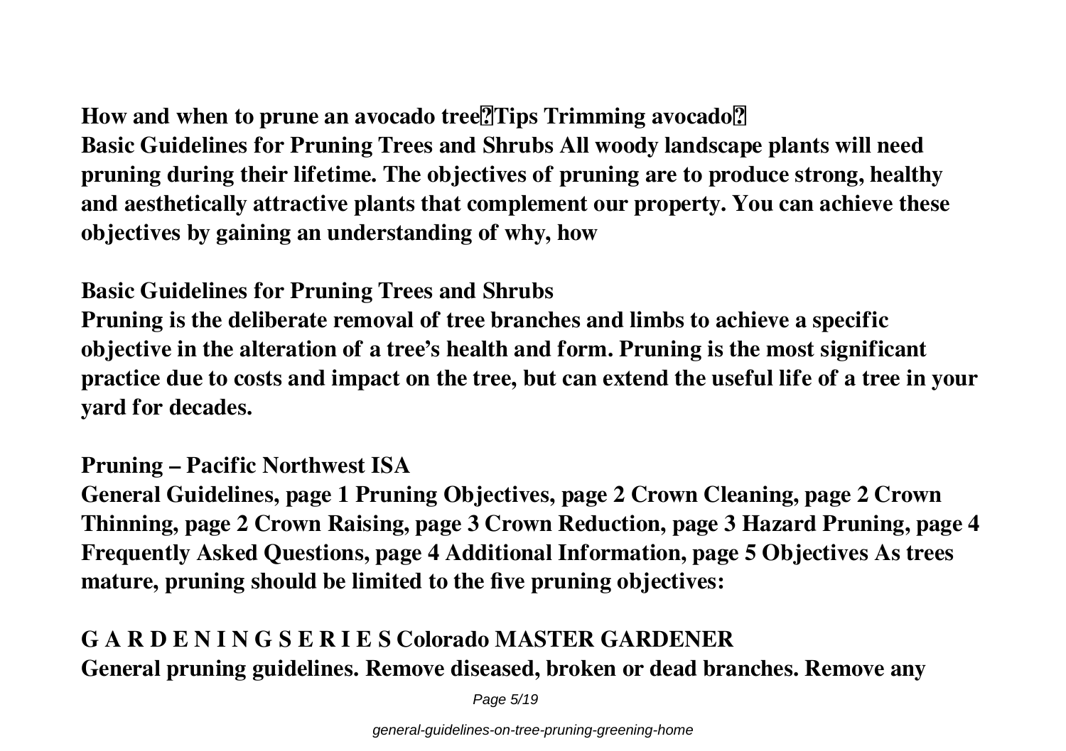**How and when to prune an avocado tree?Tips Trimming avocado?**

**Basic Guidelines for Pruning Trees and Shrubs All woody landscape plants will need pruning during their lifetime. The objectives of pruning are to produce strong, healthy and aesthetically attractive plants that complement our property. You can achieve these objectives by gaining an understanding of why, how**

**Basic Guidelines for Pruning Trees and Shrubs**

**Pruning is the deliberate removal of tree branches and limbs to achieve a specific objective in the alteration of a tree's health and form. Pruning is the most significant practice due to costs and impact on the tree, but can extend the useful life of a tree in your yard for decades.**

**Pruning – Pacific Northwest ISA**

**General Guidelines, page 1 Pruning Objectives, page 2 Crown Cleaning, page 2 Crown Thinning, page 2 Crown Raising, page 3 Crown Reduction, page 3 Hazard Pruning, page 4 Frequently Asked Questions, page 4 Additional Information, page 5 Objectives As trees mature, pruning should be limited to the five pruning objectives:**

**G A R D E N I N G S E R I E S Colorado MASTER GARDENER**

**General pruning guidelines. Remove diseased, broken or dead branches. Remove any**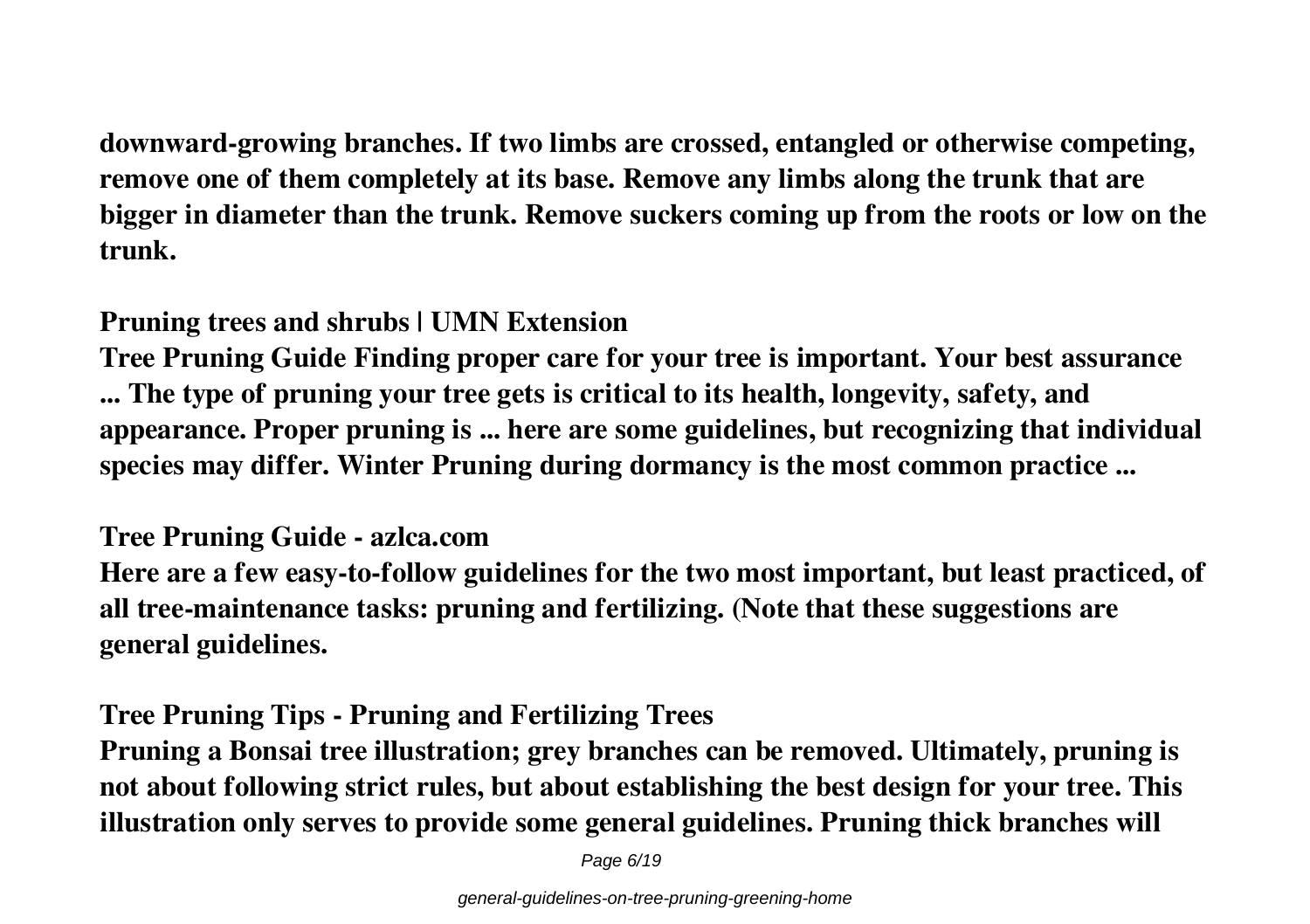**downward-growing branches. If two limbs are crossed, entangled or otherwise competing, remove one of them completely at its base. Remove any limbs along the trunk that are bigger in diameter than the trunk. Remove suckers coming up from the roots or low on the trunk.**

**Pruning trees and shrubs | UMN Extension**

**Tree Pruning Guide Finding proper care for your tree is important. Your best assurance ... The type of pruning your tree gets is critical to its health, longevity, safety, and appearance. Proper pruning is ... here are some guidelines, but recognizing that individual species may differ. Winter Pruning during dormancy is the most common practice ...**

**Tree Pruning Guide - azlca.com**

**Here are a few easy-to-follow guidelines for the two most important, but least practiced, of all tree-maintenance tasks: pruning and fertilizing. (Note that these suggestions are general guidelines.**

**Tree Pruning Tips - Pruning and Fertilizing Trees**

**Pruning a Bonsai tree illustration; grey branches can be removed. Ultimately, pruning is not about following strict rules, but about establishing the best design for your tree. This illustration only serves to provide some general guidelines. Pruning thick branches will**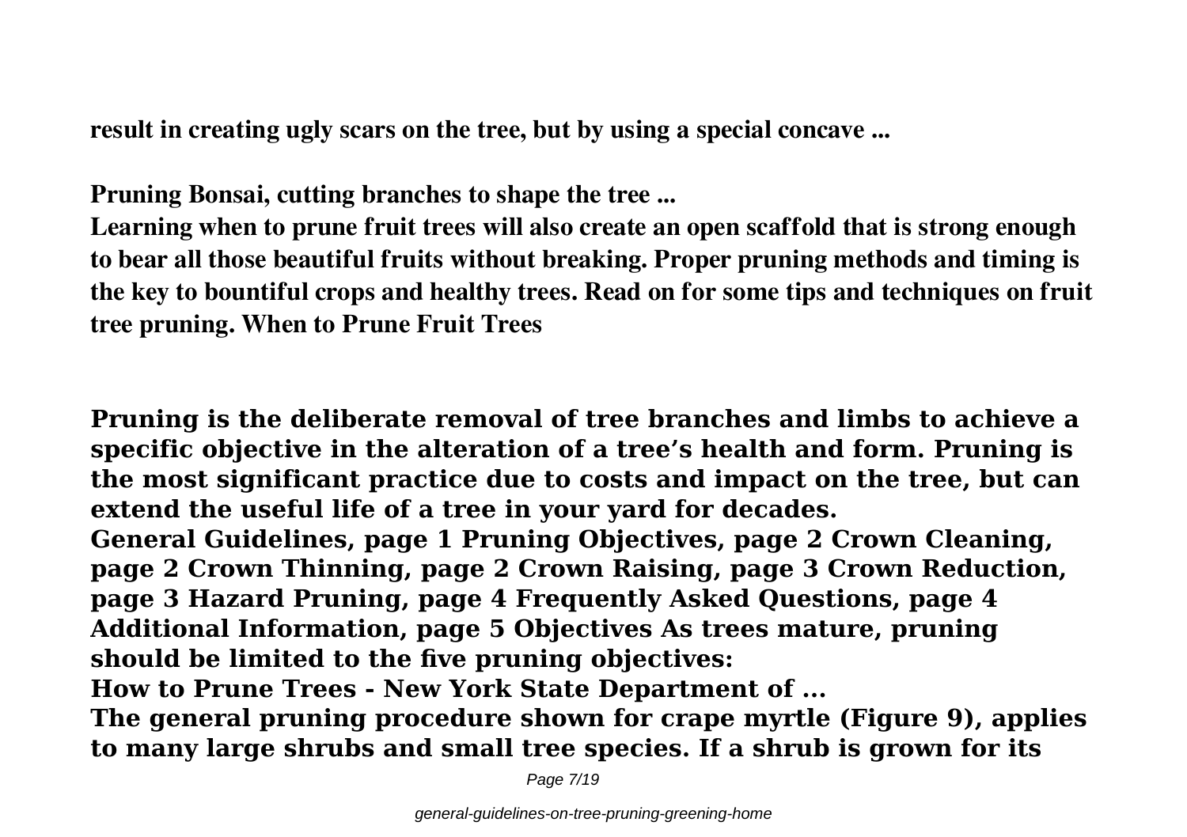**result in creating ugly scars on the tree, but by using a special concave ...**

**Pruning Bonsai, cutting branches to shape the tree ...**

**Learning when to prune fruit trees will also create an open scaffold that is strong enough to bear all those beautiful fruits without breaking. Proper pruning methods and timing is the key to bountiful crops and healthy trees. Read on for some tips and techniques on fruit tree pruning. When to Prune Fruit Trees**

**Pruning is the deliberate removal of tree branches and limbs to achieve a specific objective in the alteration of a tree's health and form. Pruning is the most significant practice due to costs and impact on the tree, but can extend the useful life of a tree in your yard for decades.**

**General Guidelines, page 1 Pruning Objectives, page 2 Crown Cleaning, page 2 Crown Thinning, page 2 Crown Raising, page 3 Crown Reduction, page 3 Hazard Pruning, page 4 Frequently Asked Questions, page 4 Additional Information, page 5 Objectives As trees mature, pruning should be limited to the five pruning objectives:**

**How to Prune Trees - New York State Department of ...**

**The general pruning procedure shown for crape myrtle (Figure 9), applies to many large shrubs and small tree species. If a shrub is grown for its**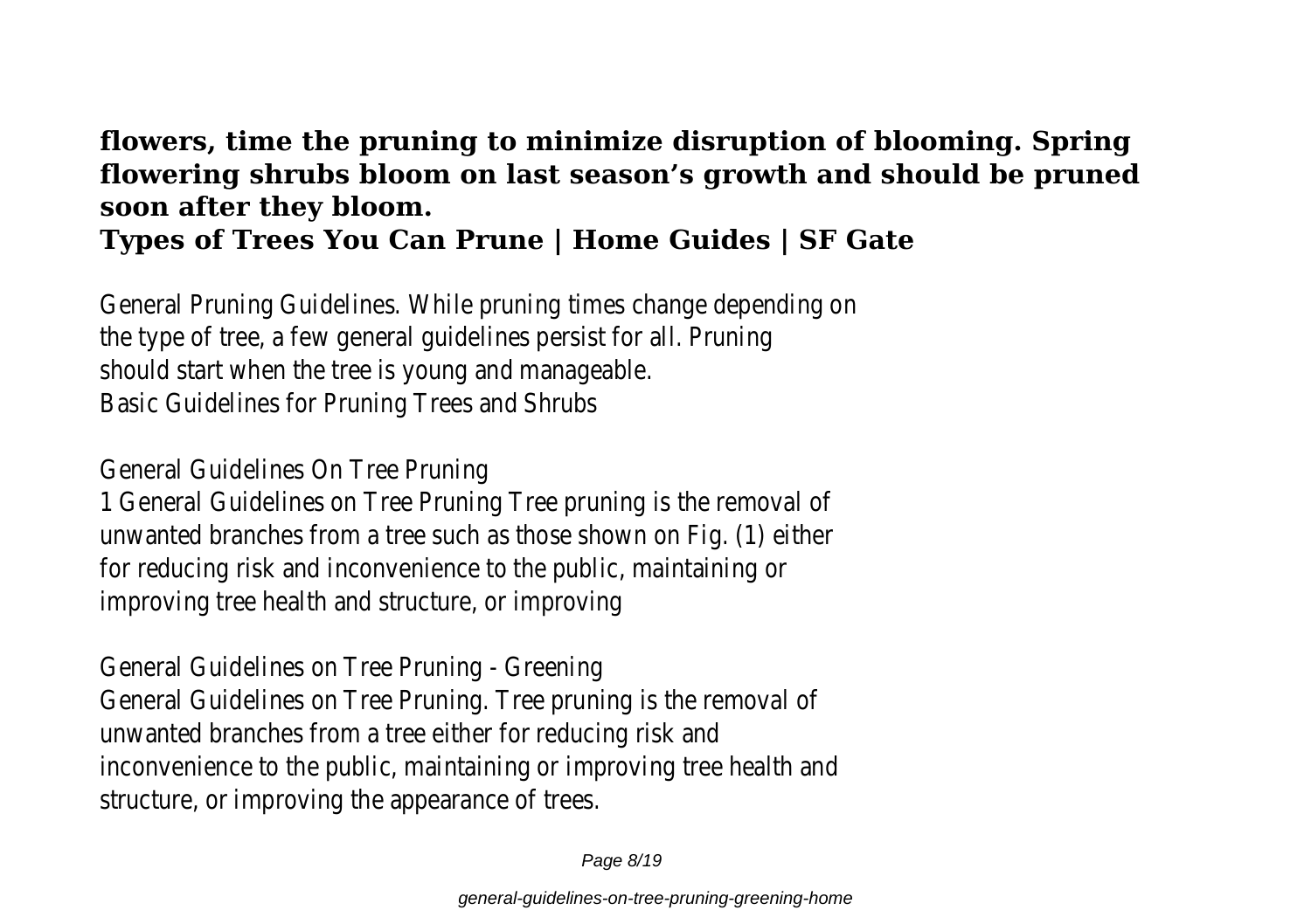**flowers, time the pruning to minimize disruption of blooming. Spring flowering shrubs bloom on last season's growth and should be pruned soon after they bloom.**

**Types of Trees You Can Prune | Home Guides | SF Gate**

General Pruning Guidelines. While pruning times change depending on the type of tree, a few general guidelines persist for all. Pruning should start when the tree is young and manageable.

Basic Guidelines for Pruning Trees and Shrubs

General Guidelines On Tree Pruning

1 General Guidelines on Tree Pruning Tree pruning is the removal of unwanted branches from a tree such as those shown on Fig. (1) either for reducing risk and inconvenience to the public, maintaining or improving tree health and structure, or improving

General Guidelines on Tree Pruning - Greening

General Guidelines on Tree Pruning. Tree pruning is the removal of unwanted branches from a tree either for reducing risk and inconvenience to the public, maintaining or improving tree health and structure, or improving the appearance of trees.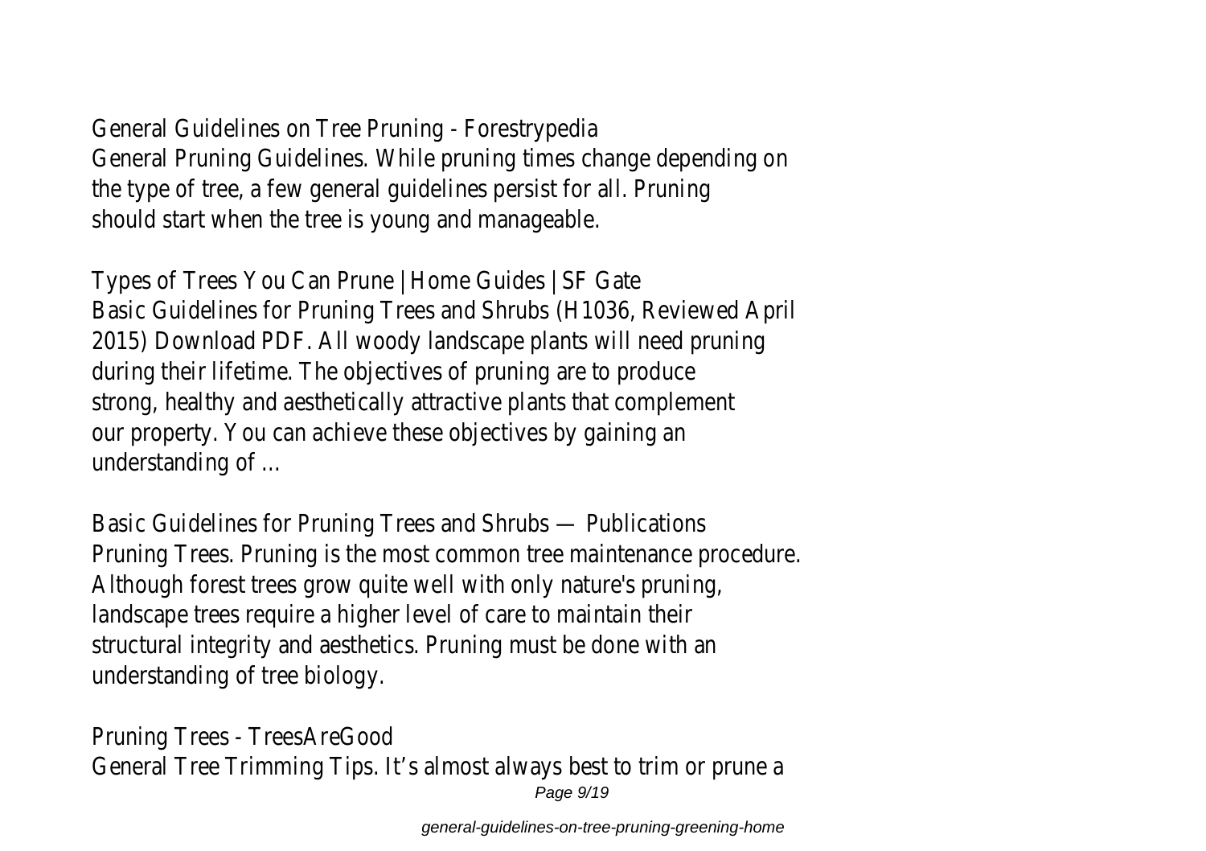General Guidelines on Tree Pruning - Forestrypedia
General Pruning Guidelines. While pruning times change depending on the type of tree, a few general guidelines persist for all. Pruning should start when the tree is young and manageable.

Types of Trees You Can Prune | Home Guides | SF Gate
Basic Guidelines for Pruning Trees and Shrubs (H1036, Reviewed April 2015) Download PDF. All woody landscape plants will need pruning during their lifetime. The objectives of pruning are to produce strong, healthy and aesthetically attractive plants that complement our property. You can achieve these objectives by gaining an understanding of ...

Basic Guidelines for Pruning Trees and Shrubs — Publications
Pruning Trees. Pruning is the most common tree maintenance procedure. Although forest trees grow quite well with only nature's pruning, landscape trees require a higher level of care to maintain their structural integrity and aesthetics. Pruning must be done with an understanding of tree biology.

Pruning Trees - TreesAreGood
General Tree Trimming Tips. It's almost always best to trim or prune a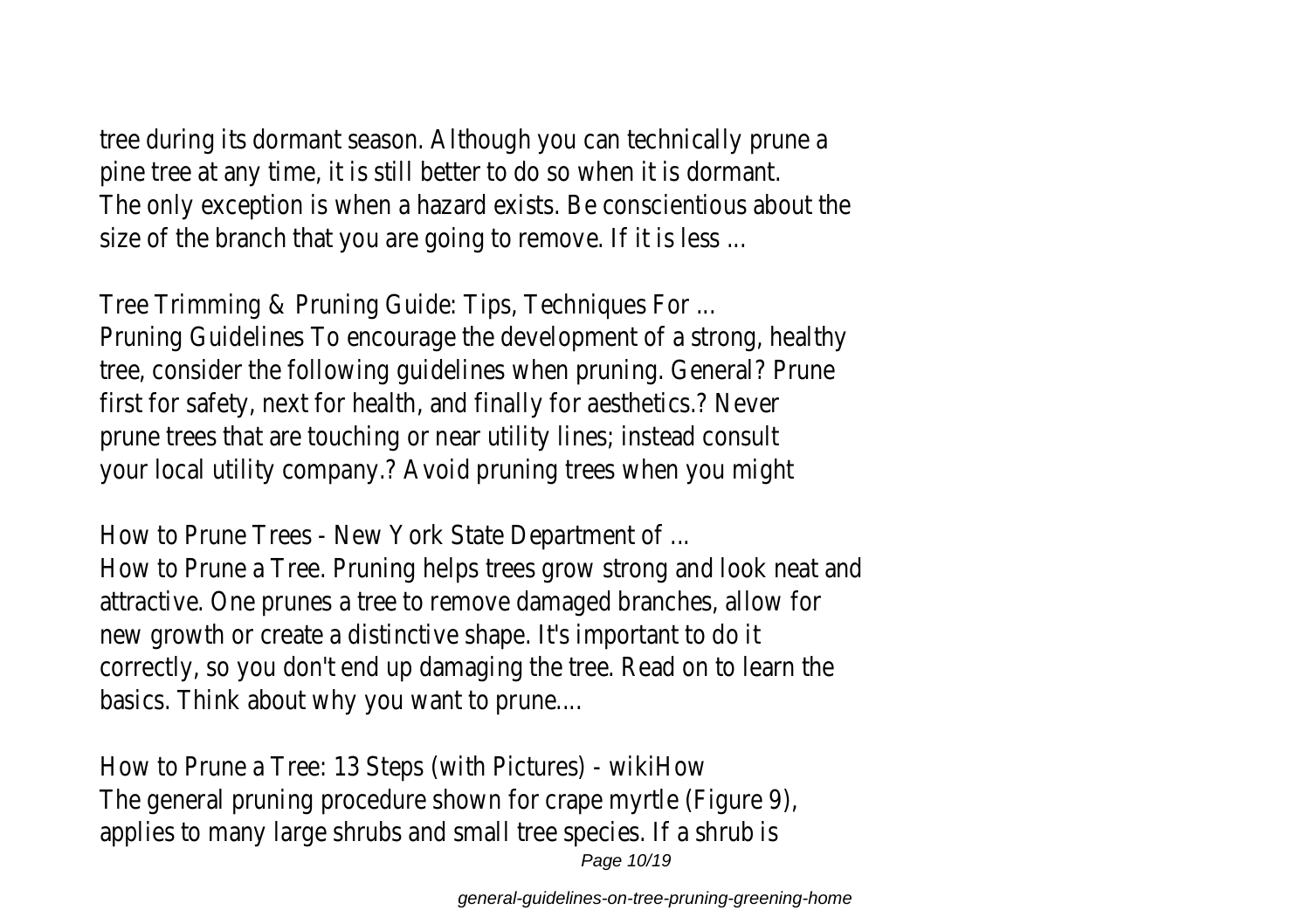tree during its dormant season. Although you can technically prune a pine tree at any time, it is still better to do so when it is dormant. The only exception is when a hazard exists. Be conscientious about the size of the branch that you are going to remove. If it is less ...

Tree Trimming & Pruning Guide: Tips, Techniques For ...
Pruning Guidelines To encourage the development of a strong, healthy tree, consider the following guidelines when pruning. General? Prune first for safety, next for health, and finally for aesthetics.? Never prune trees that are touching or near utility lines; instead consult your local utility company.? Avoid pruning trees when you might

How to Prune Trees - New York State Department of ...
How to Prune a Tree. Pruning helps trees grow strong and look neat and attractive. One prunes a tree to remove damaged branches, allow for new growth or create a distinctive shape. It's important to do it correctly, so you don't end up damaging the tree. Read on to learn the basics. Think about why you want to prune....

How to Prune a Tree: 13 Steps (with Pictures) - wikiHow
The general pruning procedure shown for crape myrtle (Figure 9), applies to many large shrubs and small tree species. If a shrub is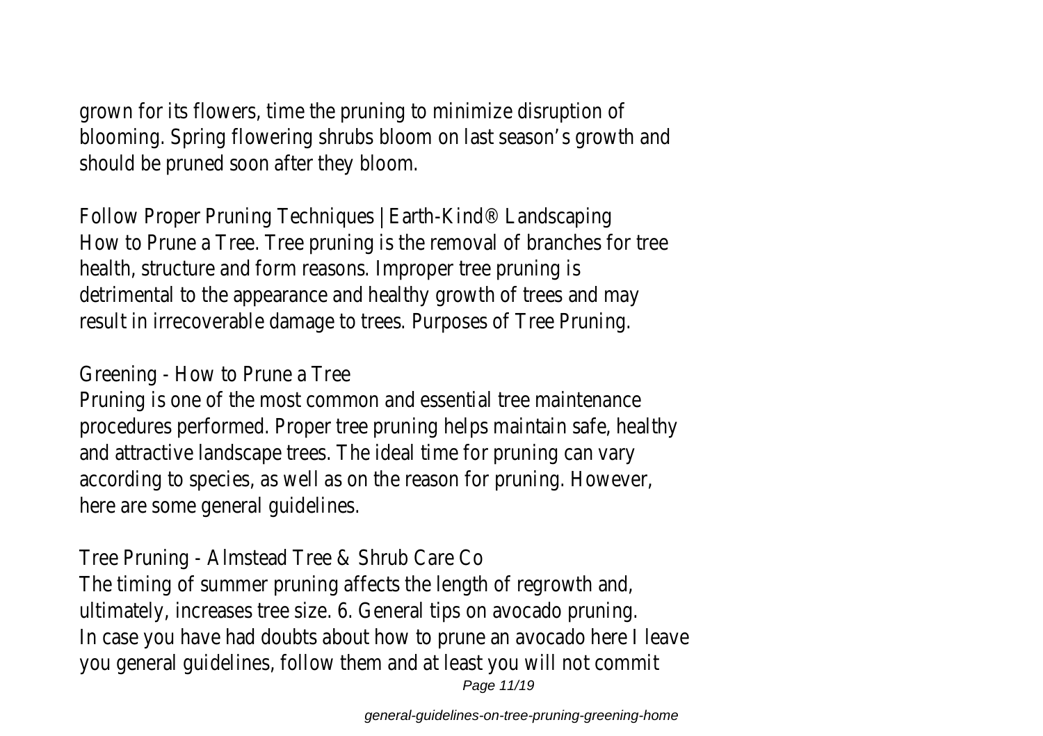grown for its flowers, time the pruning to minimize disruption of blooming. Spring flowering shrubs bloom on last season's growth and should be pruned soon after they bloom.

Follow Proper Pruning Techniques | Earth-Kind® Landscaping

How to Prune a Tree. Tree pruning is the removal of branches for tree health, structure and form reasons. Improper tree pruning is detrimental to the appearance and healthy growth of trees and may result in irrecoverable damage to trees. Purposes of Tree Pruning.

Greening - How to Prune a Tree

Pruning is one of the most common and essential tree maintenance procedures performed. Proper tree pruning helps maintain safe, healthy and attractive landscape trees. The ideal time for pruning can vary according to species, as well as on the reason for pruning. However, here are some general guidelines.

Tree Pruning - Almstead Tree & Shrub Care Co

The timing of summer pruning affects the length of regrowth and, ultimately, increases tree size. 6. General tips on avocado pruning. In case you have had doubts about how to prune an avocado here I leave you general guidelines, follow them and at least you will not commit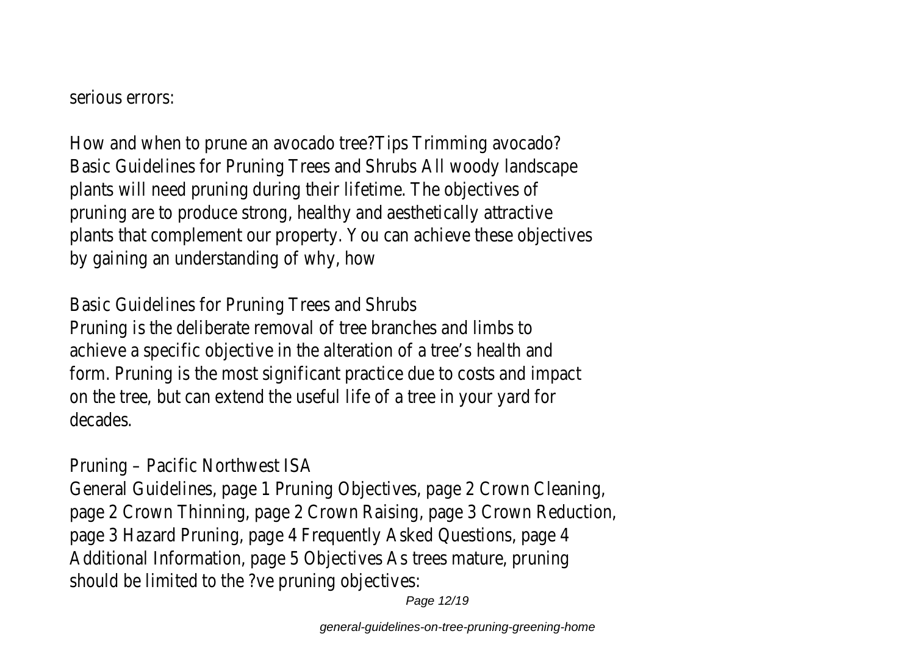serious errors:

How and when to prune an avocado tree?Tips Trimming avocado?
Basic Guidelines for Pruning Trees and Shrubs All woody landscape plants will need pruning during their lifetime. The objectives of pruning are to produce strong, healthy and aesthetically attractive plants that complement our property. You can achieve these objectives by gaining an understanding of why, how

Basic Guidelines for Pruning Trees and Shrubs
Pruning is the deliberate removal of tree branches and limbs to achieve a specific objective in the alteration of a tree's health and form. Pruning is the most significant practice due to costs and impact on the tree, but can extend the useful life of a tree in your yard for decades.

Pruning – Pacific Northwest ISA
General Guidelines, page 1 Pruning Objectives, page 2 Crown Cleaning, page 2 Crown Thinning, page 2 Crown Raising, page 3 Crown Reduction, page 3 Hazard Pruning, page 4 Frequently Asked Questions, page 4 Additional Information, page 5 Objectives As trees mature, pruning should be limited to the ?ve pruning objectives: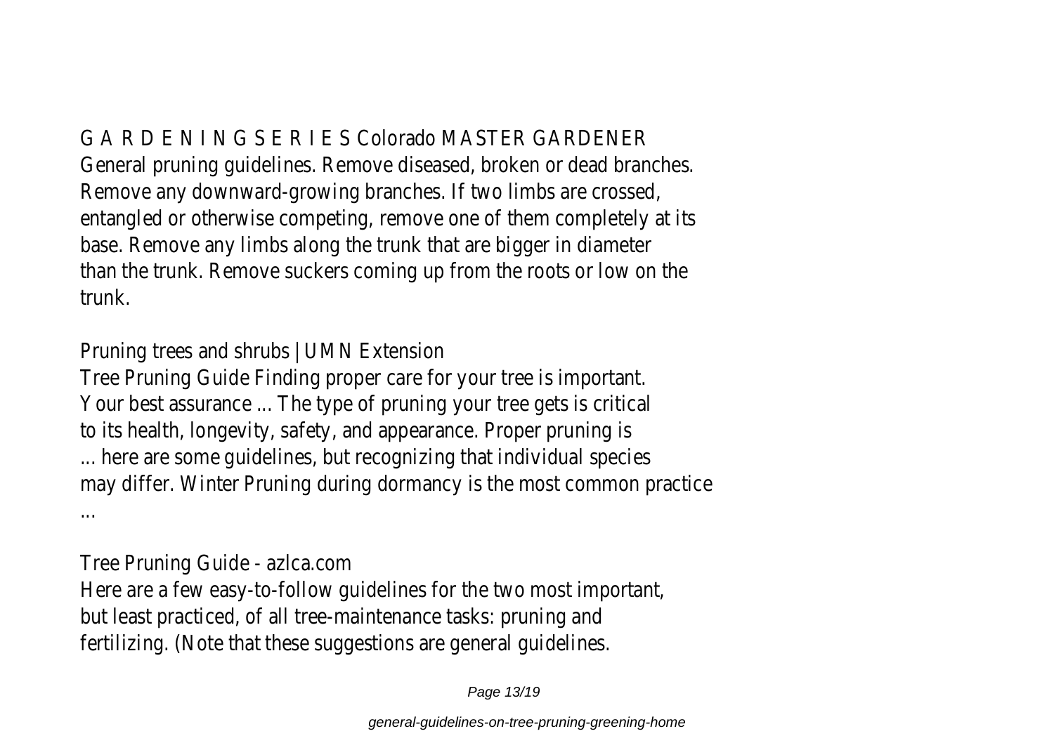G A R D E N I N G S E R I E S Colorado MASTER GARDENER
General pruning guidelines. Remove diseased, broken or dead branches. Remove any downward-growing branches. If two limbs are crossed, entangled or otherwise competing, remove one of them completely at its base. Remove any limbs along the trunk that are bigger in diameter than the trunk. Remove suckers coming up from the roots or low on the trunk.

Pruning trees and shrubs | UMN Extension
Tree Pruning Guide Finding proper care for your tree is important. Your best assurance ... The type of pruning your tree gets is critical to its health, longevity, safety, and appearance. Proper pruning is ... here are some guidelines, but recognizing that individual species may differ. Winter Pruning during dormancy is the most common practice ...

Tree Pruning Guide - azlca.com
Here are a few easy-to-follow guidelines for the two most important, but least practiced, of all tree-maintenance tasks: pruning and fertilizing. (Note that these suggestions are general guidelines.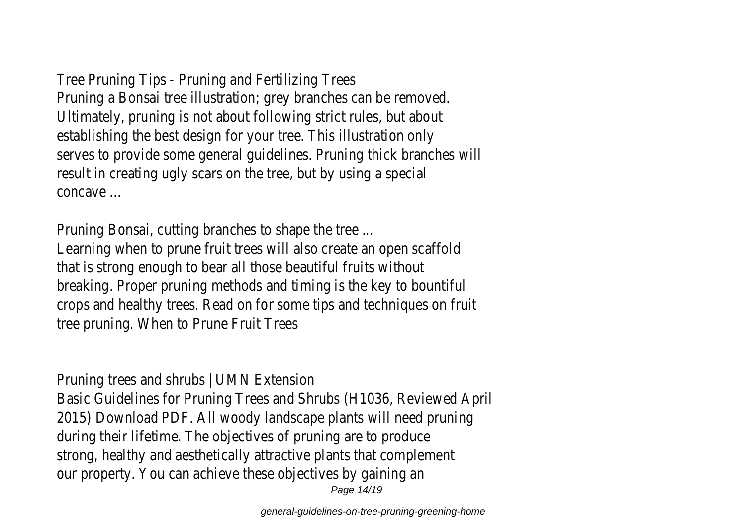Tree Pruning Tips - Pruning and Fertilizing Trees

Pruning a Bonsai tree illustration; grey branches can be removed. Ultimately, pruning is not about following strict rules, but about establishing the best design for your tree. This illustration only serves to provide some general guidelines. Pruning thick branches will result in creating ugly scars on the tree, but by using a special concave ...

Pruning Bonsai, cutting branches to shape the tree ...

Learning when to prune fruit trees will also create an open scaffold that is strong enough to bear all those beautiful fruits without breaking. Proper pruning methods and timing is the key to bountiful crops and healthy trees. Read on for some tips and techniques on fruit tree pruning. When to Prune Fruit Trees

Pruning trees and shrubs | UMN Extension

Basic Guidelines for Pruning Trees and Shrubs (H1036, Reviewed April 2015) Download PDF. All woody landscape plants will need pruning during their lifetime. The objectives of pruning are to produce strong, healthy and aesthetically attractive plants that complement our property. You can achieve these objectives by gaining an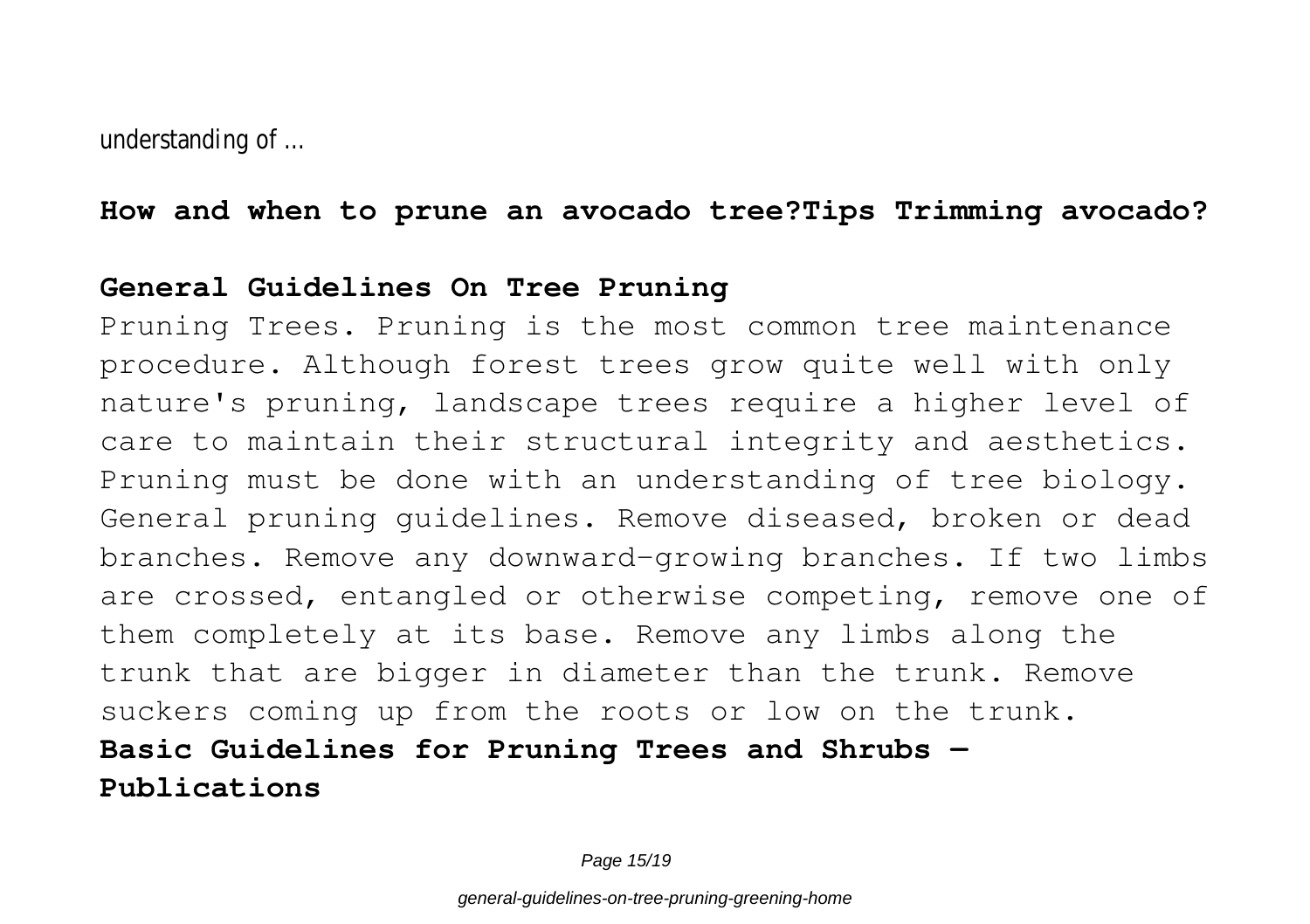understanding of ...

**How and when to prune an avocado tree?Tips Trimming avocado?**

**General Guidelines On Tree Pruning**

Pruning Trees. Pruning is the most common tree maintenance procedure. Although forest trees grow quite well with only nature's pruning, landscape trees require a higher level of care to maintain their structural integrity and aesthetics. Pruning must be done with an understanding of tree biology. General pruning guidelines. Remove diseased, broken or dead branches. Remove any downward-growing branches. If two limbs are crossed, entangled or otherwise competing, remove one of them completely at its base. Remove any limbs along the trunk that are bigger in diameter than the trunk. Remove suckers coming up from the roots or low on the trunk.

**Basic Guidelines for Pruning Trees and Shrubs — Publications**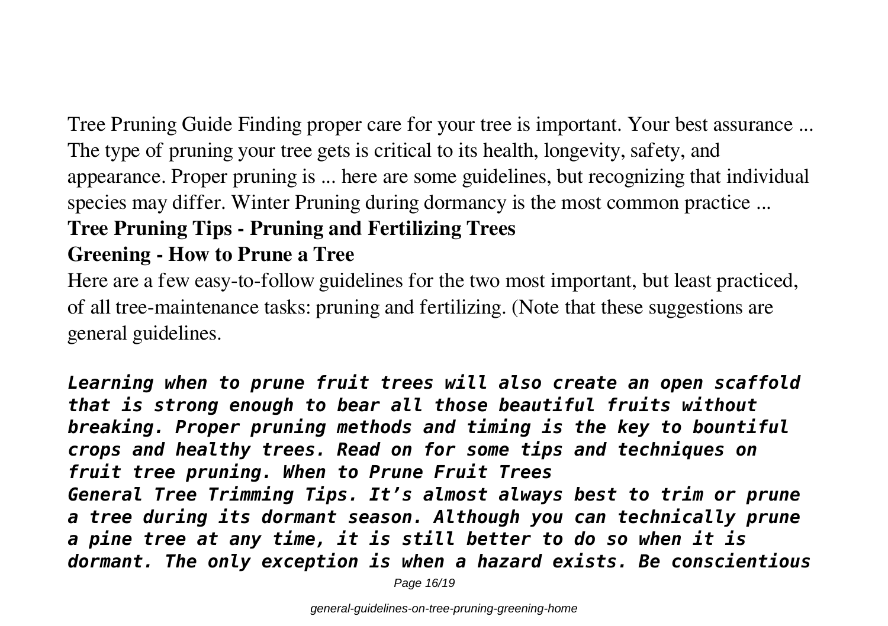Tree Pruning Guide Finding proper care for your tree is important. Your best assurance ... The type of pruning your tree gets is critical to its health, longevity, safety, and appearance. Proper pruning is ... here are some guidelines, but recognizing that individual species may differ. Winter Pruning during dormancy is the most common practice ...

**Tree Pruning Tips - Pruning and Fertilizing Trees**

**Greening - How to Prune a Tree**

Here are a few easy-to-follow guidelines for the two most important, but least practiced, of all tree-maintenance tasks: pruning and fertilizing. (Note that these suggestions are general guidelines.

***Learning when to prune fruit trees will also create an open scaffold that is strong enough to bear all those beautiful fruits without breaking. Proper pruning methods and timing is the key to bountiful crops and healthy trees. Read on for some tips and techniques on fruit tree pruning. When to Prune Fruit Trees***

***General Tree Trimming Tips. It's almost always best to trim or prune a tree during its dormant season. Although you can technically prune a pine tree at any time, it is still better to do so when it is dormant. The only exception is when a hazard exists. Be conscientious***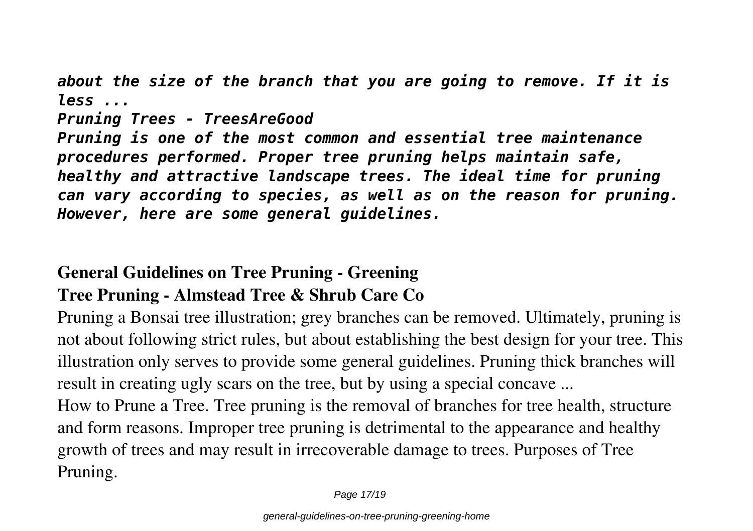*about the size of the branch that you are going to remove. If it is less ...*

***Pruning Trees - TreesAreGood***

***Pruning is one of the most common and essential tree maintenance procedures performed. Proper tree pruning helps maintain safe, healthy and attractive landscape trees. The ideal time for pruning can vary according to species, as well as on the reason for pruning. However, here are some general guidelines.***

**General Guidelines on Tree Pruning - Greening**

**Tree Pruning - Almstead Tree & Shrub Care Co**

Pruning a Bonsai tree illustration; grey branches can be removed. Ultimately, pruning is not about following strict rules, but about establishing the best design for your tree. This illustration only serves to provide some general guidelines. Pruning thick branches will result in creating ugly scars on the tree, but by using a special concave ...

How to Prune a Tree. Tree pruning is the removal of branches for tree health, structure and form reasons. Improper tree pruning is detrimental to the appearance and healthy growth of trees and may result in irrecoverable damage to trees. Purposes of Tree Pruning.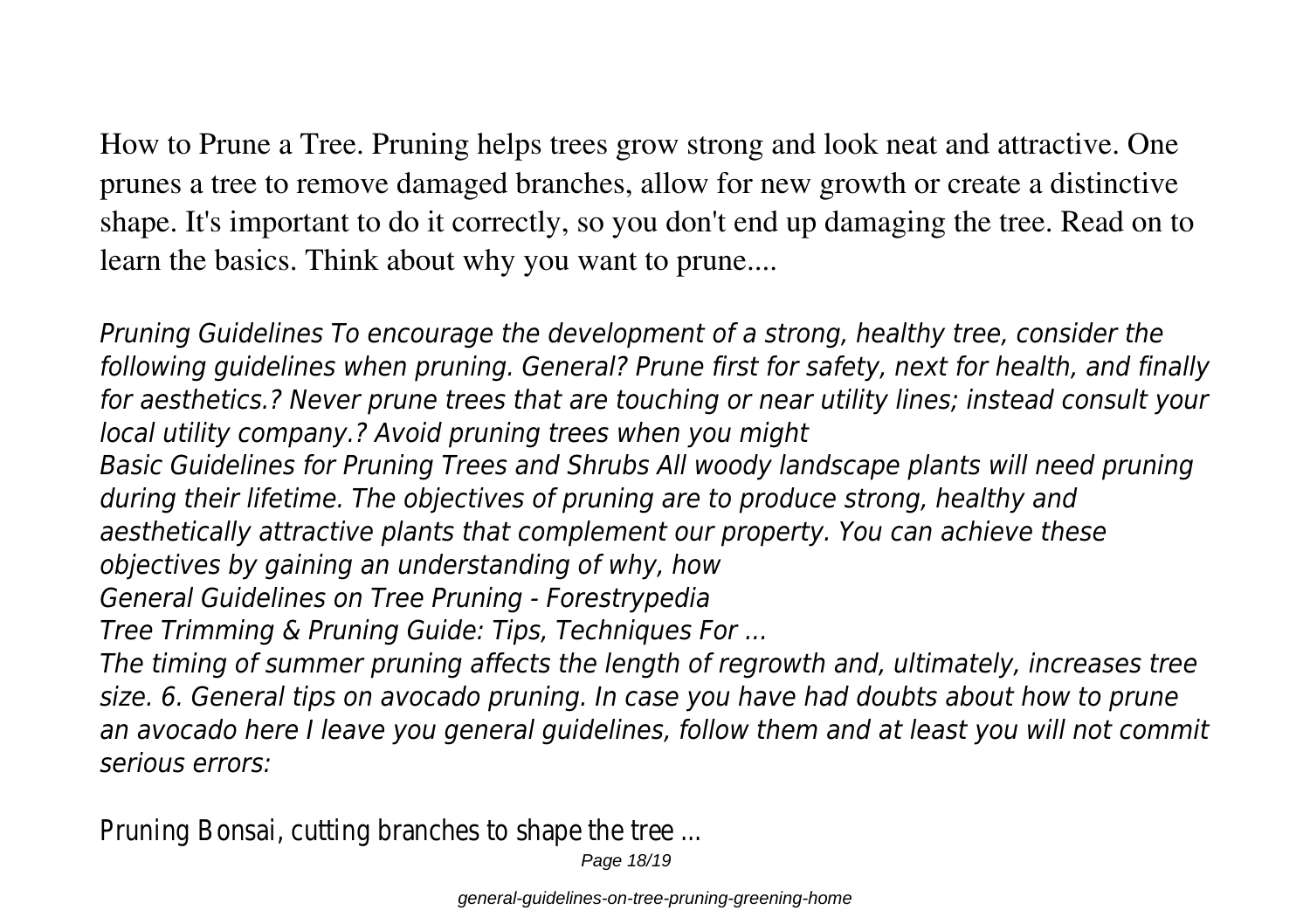How to Prune a Tree. Pruning helps trees grow strong and look neat and attractive. One prunes a tree to remove damaged branches, allow for new growth or create a distinctive shape. It's important to do it correctly, so you don't end up damaging the tree. Read on to learn the basics. Think about why you want to prune....

*Pruning Guidelines To encourage the development of a strong, healthy tree, consider the following guidelines when pruning. General? Prune first for safety, next for health, and finally for aesthetics.? Never prune trees that are touching or near utility lines; instead consult your local utility company.? Avoid pruning trees when you might*

*Basic Guidelines for Pruning Trees and Shrubs All woody landscape plants will need pruning during their lifetime. The objectives of pruning are to produce strong, healthy and aesthetically attractive plants that complement our property. You can achieve these objectives by gaining an understanding of why, how*

*General Guidelines on Tree Pruning - Forestrypedia*

*Tree Trimming & Pruning Guide: Tips, Techniques For ...*

*The timing of summer pruning affects the length of regrowth and, ultimately, increases tree size. 6. General tips on avocado pruning. In case you have had doubts about how to prune an avocado here I leave you general guidelines, follow them and at least you will not commit serious errors:*

Pruning Bonsai, cutting branches to shape the tree ...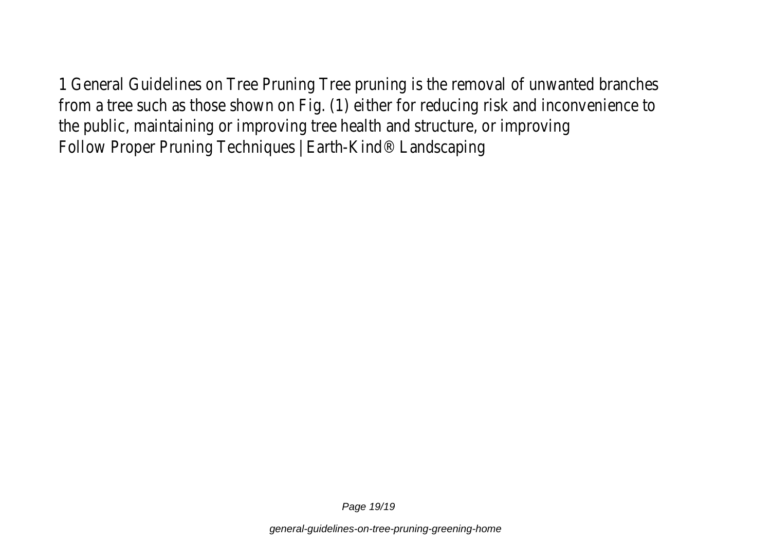1 General Guidelines on Tree Pruning Tree pruning is the removal of unwanted branches from a tree such as those shown on Fig. (1) either for reducing risk and inconvenience to the public, maintaining or improving tree health and structure, or improving
Follow Proper Pruning Techniques | Earth-Kind® Landscaping